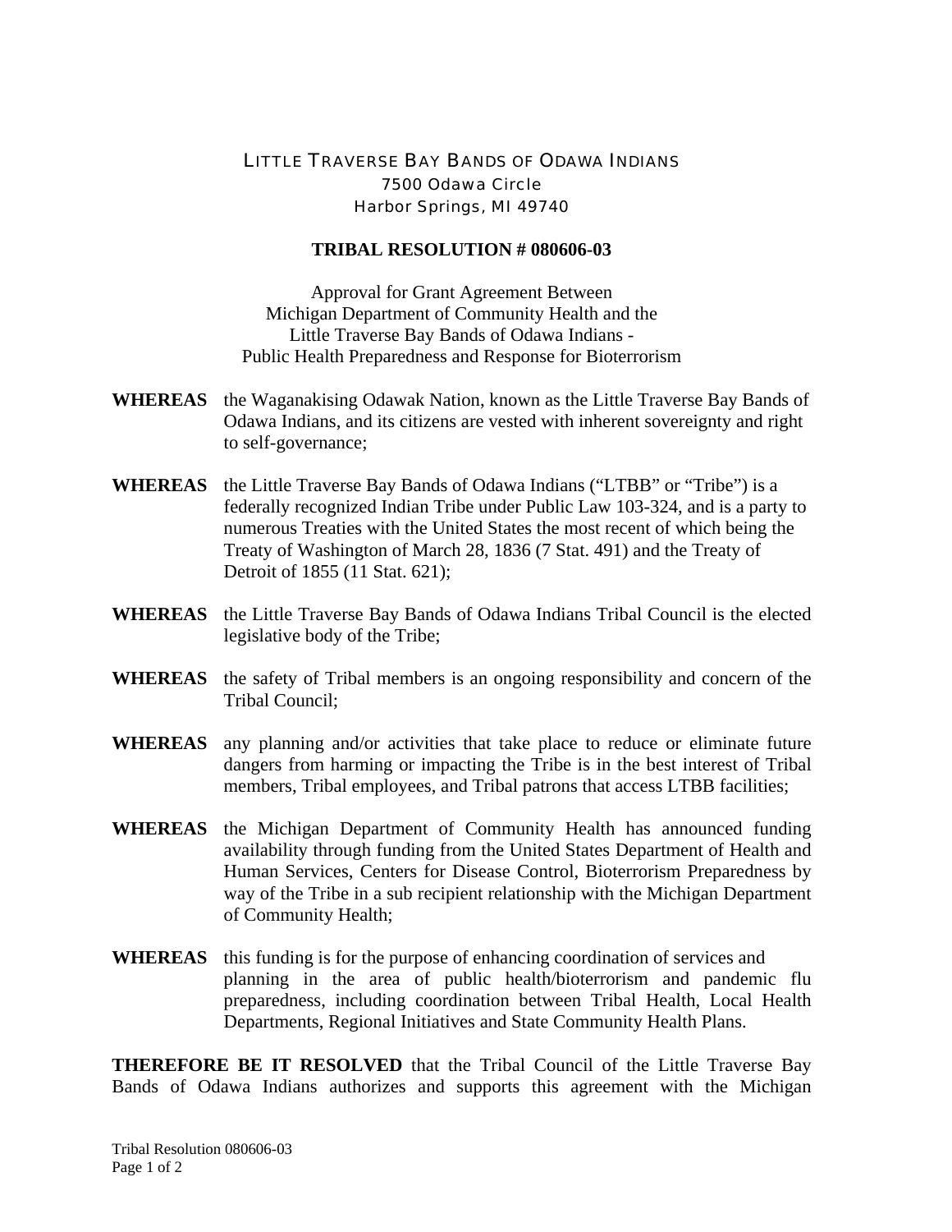LITTLE TRAVERSE BAY BANDS OF ODAWA INDIANS
7500 Odawa Circle
Harbor Springs, MI 49740

**TRIBAL RESOLUTION # 080606-03**

Approval for Grant Agreement Between
Michigan Department of Community Health and the
Little Traverse Bay Bands of Odawa Indians -
Public Health Preparedness and Response for Bioterrorism

**WHEREAS** the Waganakising Odawak Nation, known as the Little Traverse Bay Bands of Odawa Indians, and its citizens are vested with inherent sovereignty and right to self-governance;

**WHEREAS** the Little Traverse Bay Bands of Odawa Indians ("LTBB" or "Tribe") is a federally recognized Indian Tribe under Public Law 103-324, and is a party to numerous Treaties with the United States the most recent of which being the Treaty of Washington of March 28, 1836 (7 Stat. 491) and the Treaty of Detroit of 1855 (11 Stat. 621);

**WHEREAS** the Little Traverse Bay Bands of Odawa Indians Tribal Council is the elected legislative body of the Tribe;

**WHEREAS** the safety of Tribal members is an ongoing responsibility and concern of the Tribal Council;

**WHEREAS** any planning and/or activities that take place to reduce or eliminate future dangers from harming or impacting the Tribe is in the best interest of Tribal members, Tribal employees, and Tribal patrons that access LTBB facilities;

**WHEREAS** the Michigan Department of Community Health has announced funding availability through funding from the United States Department of Health and Human Services, Centers for Disease Control, Bioterrorism Preparedness by way of the Tribe in a sub recipient relationship with the Michigan Department of Community Health;

**WHEREAS** this funding is for the purpose of enhancing coordination of services and planning in the area of public health/bioterrorism and pandemic flu preparedness, including coordination between Tribal Health, Local Health Departments, Regional Initiatives and State Community Health Plans.

**THEREFORE BE IT RESOLVED** that the Tribal Council of the Little Traverse Bay Bands of Odawa Indians authorizes and supports this agreement with the Michigan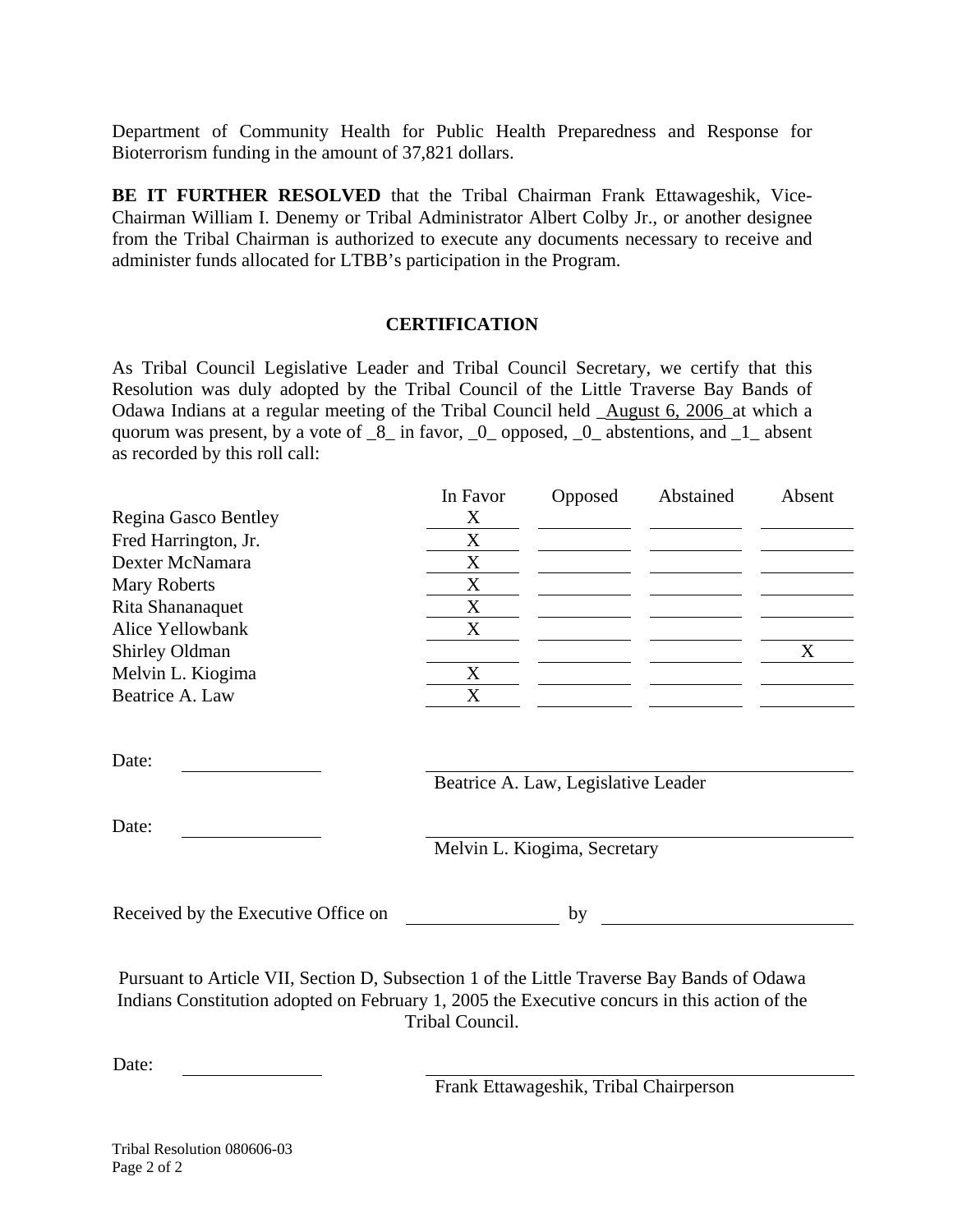Department of Community Health for Public Health Preparedness and Response for Bioterrorism funding in the amount of 37,821 dollars.

**BE IT FURTHER RESOLVED** that the Tribal Chairman Frank Ettawageshik, Vice-Chairman William I. Denemy or Tribal Administrator Albert Colby Jr., or another designee from the Tribal Chairman is authorized to execute any documents necessary to receive and administer funds allocated for LTBB's participation in the Program.

## CERTIFICATION

As Tribal Council Legislative Leader and Tribal Council Secretary, we certify that this Resolution was duly adopted by the Tribal Council of the Little Traverse Bay Bands of Odawa Indians at a regular meeting of the Tribal Council held _August 6, 2006_at which a quorum was present, by a vote of _8_ in favor, _0_ opposed, _0_ abstentions, and _1_ absent as recorded by this roll call:

| | In Favor | Opposed | Abstained | Absent |
|---|---|---|---|---|
| Regina Gasco Bentley | X | | | |
| Fred Harrington, Jr. | X | | | |
| Dexter McNamara | X | | | |
| Mary Roberts | X | | | |
| Rita Shananaquet | X | | | |
| Alice Yellowbank | X | | | |
| Shirley Oldman | | | | X |
| Melvin L. Kiogima | X | | | |
| Beatrice A. Law | X | | | |

Date: ______________ ______________________________
Beatrice A. Law, Legislative Leader

Date: ______________ ______________________________
Melvin L. Kiogima, Secretary

Received by the Executive Office on ______________ by ______________________

Pursuant to Article VII, Section D, Subsection 1 of the Little Traverse Bay Bands of Odawa Indians Constitution adopted on February 1, 2005 the Executive concurs in this action of the Tribal Council.

Date: ______________ ______________________________
Frank Ettawageshik, Tribal Chairperson

Tribal Resolution 080606-03